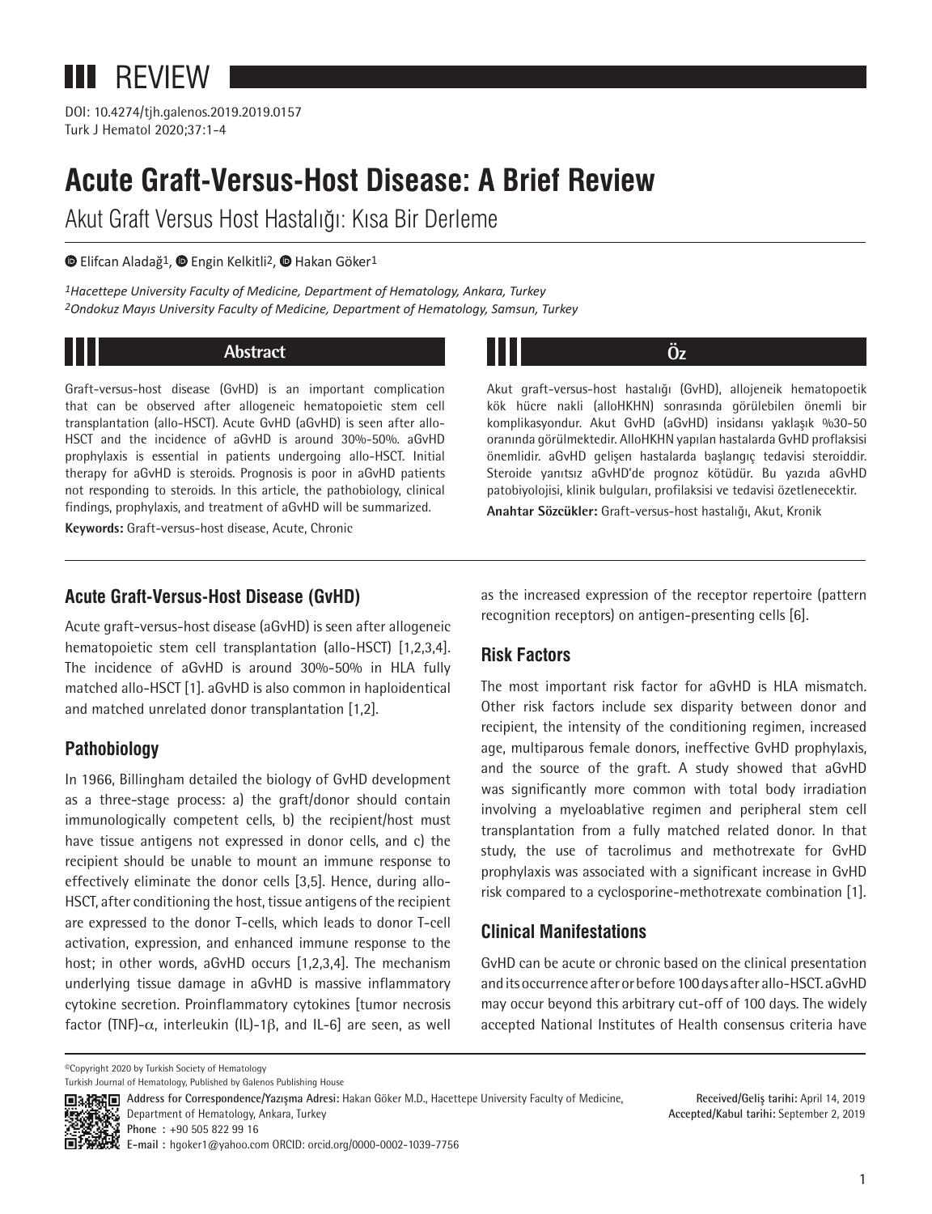REVIEW

DOI: 10.4274/tjh.galenos.2019.2019.0157

# Acute Graft-Versus-Host Disease: A Brief Review

Akut Graft Versus Host Hastalığı: Kısa Bir Derleme

Elifcan Aladağ[1], Engin Kelkitli[2], Hakan Göker[1]

*[1]Hacettepe University Faculty of Medicine, Department of Hematology, Ankara, Turkey*
*[2]Ondokuz Mayıs University Faculty of Medicine, Department of Hematology, Samsun, Turkey*

## Abstract

Graft-versus-host disease (GvHD) is an important complication that can be observed after allogeneic hematopoietic stem cell transplantation (allo-HSCT). Acute GvHD (aGvHD) is seen after allo-HSCT and the incidence of aGvHD is around 30%-50%. aGvHD prophylaxis is essential in patients undergoing allo-HSCT. Initial therapy for aGvHD is steroids. Prognosis is poor in aGvHD patients not responding to steroids. In this article, the pathobiology, clinical findings, prophylaxis, and treatment of aGvHD will be summarized.

**Keywords:** Graft-versus-host disease, Acute, Chronic

## Öz

Akut graft-versus-host hastalığı (GvHD), allojeneik hematopoetik kök hücre nakli (alloHKHN) sonrasında görülebilen önemli bir komplikasyondur. Akut GvHD (aGvHD) insidansı yaklaşık %30-50 oranında görülmektedir. AlloHKHN yapılan hastalarda GvHD proflaksisi önemlidir. aGvHD gelişen hastalarda başlangıç tedavisi steroiddir. Steroide yanıtsız aGvHD'de prognoz kötüdür. Bu yazıda aGvHD patobiyolojisi, klinik bulguları, profilaksisi ve tedavisi özetlenecektir.

**Anahtar Sözcükler:** Graft-versus-host hastalığı, Akut, Kronik

## Acute Graft-Versus-Host Disease (GvHD)

Acute graft-versus-host disease (aGvHD) is seen after allogeneic hematopoietic stem cell transplantation (allo-HSCT) [1,2,3,4]. The incidence of aGvHD is around 30%-50% in HLA fully matched allo-HSCT [1]. aGvHD is also common in haploidentical and matched unrelated donor transplantation [1,2].

## Pathobiology

In 1966, Billingham detailed the biology of GvHD development as a three-stage process: a) the graft/donor should contain immunologically competent cells, b) the recipient/host must have tissue antigens not expressed in donor cells, and c) the recipient should be unable to mount an immune response to effectively eliminate the donor cells [3,5]. Hence, during allo-HSCT, after conditioning the host, tissue antigens of the recipient are expressed to the donor T-cells, which leads to donor T-cell activation, expression, and enhanced immune response to the host; in other words, aGvHD occurs [1,2,3,4]. The mechanism underlying tissue damage in aGvHD is massive inflammatory cytokine secretion. Proinflammatory cytokines [tumor necrosis factor (TNF)-$\alpha$, interleukin (IL)-1$\beta$, and IL-6] are seen, as well as the increased expression of the receptor repertoire (pattern recognition receptors) on antigen-presenting cells [6].

## Risk Factors

The most important risk factor for aGvHD is HLA mismatch. Other risk factors include sex disparity between donor and recipient, the intensity of the conditioning regimen, increased age, multiparous female donors, ineffective GvHD prophylaxis, and the source of the graft. A study showed that aGvHD was significantly more common with total body irradiation involving a myeloablative regimen and peripheral stem cell transplantation from a fully matched related donor. In that study, the use of tacrolimus and methotrexate for GvHD prophylaxis was associated with a significant increase in GvHD risk compared to a cyclosporine-methotrexate combination [1].

## Clinical Manifestations

GvHD can be acute or chronic based on the clinical presentation and its occurrence after or before 100 days after allo-HSCT. aGvHD may occur beyond this arbitrary cut-off of 100 days. The widely accepted National Institutes of Health consensus criteria have

©Copyright 2020 by Turkish Society of Hematology
Turkish Journal of Hematology, Published by Galenos Publishing House

**Address for Correspondence/Yazışma Adresi:** Hakan Göker M.D., Hacettepe University Faculty of Medicine, Department of Hematology, Ankara, Turkey
**Phone :** +90 505 822 99 16
**E-mail :** hgoker1@yahoo.com ORCID: orcid.org/0000-0002-1039-7756

**Received/Geliş tarihi:** April 14, 2019
**Accepted/Kabul tarihi:** September 2, 2019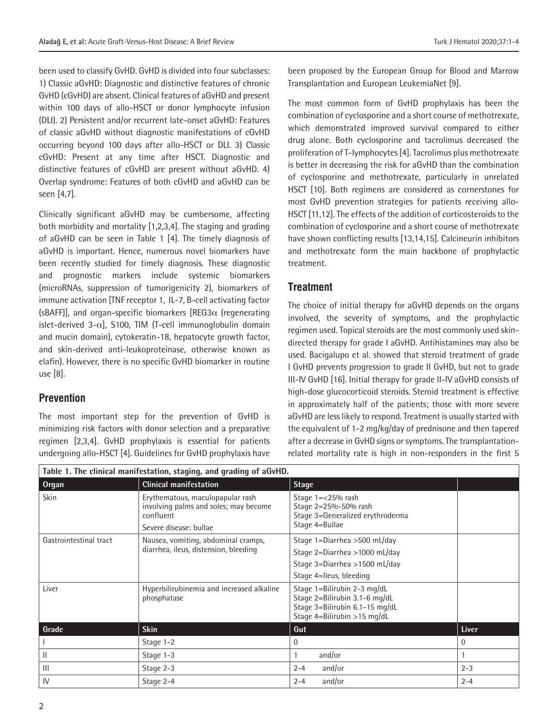been used to classify GvHD. GvHD is divided into four subclasses: 1) Classic aGvHD: Diagnostic and distinctive features of chronic GvHD (cGvHD) are absent. Clinical features of aGvHD and present within 100 days of allo-HSCT or donor lymphocyte infusion (DLI). 2) Persistent and/or recurrent late-onset aGvHD: Features of classic aGvHD without diagnostic manifestations of cGvHD occurring beyond 100 days after allo-HSCT or DLI. 3) Classic cGvHD: Present at any time after HSCT. Diagnostic and distinctive features of cGvHD are present without aGvHD. 4) Overlap syndrome: Features of both cGvHD and aGvHD can be seen [4,7].

Clinically significant aGvHD may be cumbersome, affecting both morbidity and mortality [1,2,3,4]. The staging and grading of aGvHD can be seen in Table 1 [4]. The timely diagnosis of aGvHD is important. Hence, numerous novel biomarkers have been recently studied for timely diagnosis. These diagnostic and prognostic markers include systemic biomarkers (microRNAs, suppression of tumorigenicity 2), biomarkers of immune activation [TNF receptor 1, IL-7, B-cell activating factor (sBAFF)], and organ-specific biomarkers [REG3α (regenerating islet-derived 3-α], S100, TIM (T-cell immunoglobulin domain and mucin domain), cytokeratin-18, hepatocyte growth factor, and skin-derived anti-leukoproteinase, otherwise known as elafin). However, there is no specific GvHD biomarker in routine use [8].

## Prevention

The most important step for the prevention of GvHD is minimizing risk factors with donor selection and a preparative regimen [2,3,4]. GvHD prophylaxis is essential for patients undergoing allo-HSCT [4]. Guidelines for GvHD prophylaxis have been proposed by the European Group for Blood and Marrow Transplantation and European LeukemiaNet [9].

The most common form of GvHD prophylaxis has been the combination of cyclosporine and a short course of methotrexate, which demonstrated improved survival compared to either drug alone. Both cyclosporine and tacrolimus decreased the proliferation of T-lymphocytes [4]. Tacrolimus plus methotrexate is better in decreasing the risk for aGvHD than the combination of cyclosporine and methotrexate, particularly in unrelated HSCT [10]. Both regimens are considered as cornerstones for most GvHD prevention strategies for patients receiving allo-HSCT [11,12]. The effects of the addition of corticosteroids to the combination of cyclosporine and a short course of methotrexate have shown conflicting results [13,14,15]. Calcineurin inhibitors and methotrexate form the main backbone of prophylactic treatment.

## Treatment

The choice of initial therapy for aGvHD depends on the organs involved, the severity of symptoms, and the prophylactic regimen used. Topical steroids are the most commonly used skin-directed therapy for grade I aGvHD. Antihistamines may also be used. Bacigalupo et al. showed that steroid treatment of grade I GvHD prevents progression to grade II GvHD, but not to grade III-IV GvHD [16]. Initial therapy for grade II-IV aGvHD consists of high-dose glucocorticoid steroids. Steroid treatment is effective in approximately half of the patients; those with more severe aGvHD are less likely to respond. Treatment is usually started with the equivalent of 1-2 mg/kg/day of prednisone and then tapered after a decrease in GvHD signs or symptoms. The transplantation-related mortality rate is high in non-responders in the first 5

**Table 1. The clinical manifestation, staging, and grading of aGvHD.**

| Organ | Clinical manifestation | Stage | |
|---|---|---|---|
| Skin | Erythematous, maculopapular rash involving palms and soles; may become confluent<br>Severe disease: bullae | Stage 1=<25% rash<br>Stage 2=25%-50% rash<br>Stage 3=Generalized erythroderma<br>Stage 4=Bullae | |
| Gastrointestinal tract | Nausea, vomiting, abdominal cramps, diarrhea, ileus, distension, bleeding | Stage 1=Diarrhea >500 mL/day<br>Stage 2=Diarrhea >1000 mL/day<br>Stage 3=Diarrhea >1500 mL/day<br>Stage 4=Ileus, bleeding | |
| Liver | Hyperbilirubinemia and increased alkaline phosphatase | Stage 1=Bilirubin 2-3 mg/dL<br>Stage 2=Bilirubin 3.1-6 mg/dL<br>Stage 3=Bilirubin 6.1-15 mg/dL<br>Stage 4=Bilirubin >15 mg/dL | |
| **Grade** | **Skin** | **Gut** | **Liver** |
| I | Stage 1-2 | 0 | 0 |
| II | Stage 1-3 | 1 and/or | 1 |
| III | Stage 2-3 | 2-4 and/or | 2-3 |
| IV | Stage 2-4 | 2-4 and/or | 2-4 |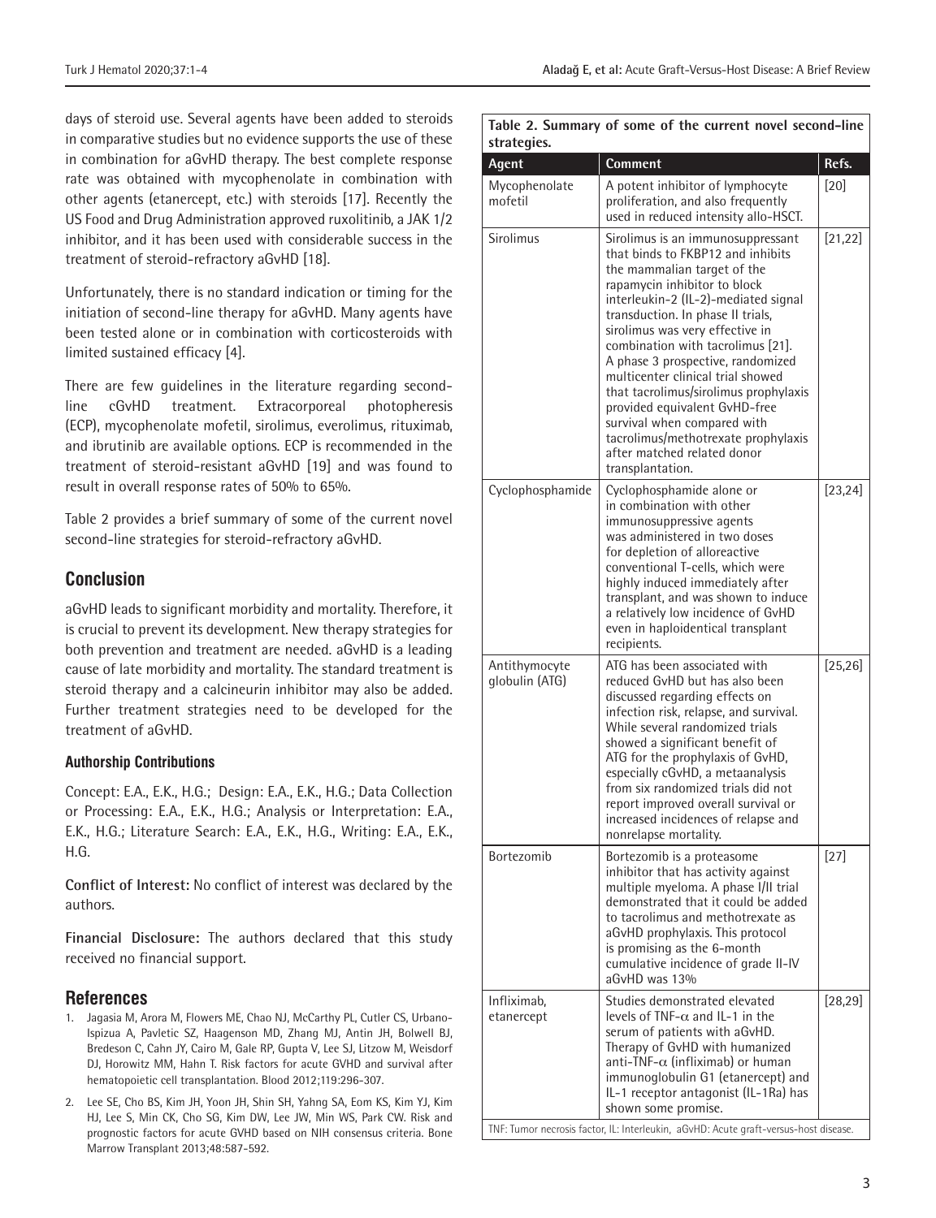days of steroid use. Several agents have been added to steroids in comparative studies but no evidence supports the use of these in combination for aGvHD therapy. The best complete response rate was obtained with mycophenolate in combination with other agents (etanercept, etc.) with steroids [17]. Recently the US Food and Drug Administration approved ruxolitinib, a JAK 1/2 inhibitor, and it has been used with considerable success in the treatment of steroid-refractory aGvHD [18].

Unfortunately, there is no standard indication or timing for the initiation of second-line therapy for aGvHD. Many agents have been tested alone or in combination with corticosteroids with limited sustained efficacy [4].

There are few guidelines in the literature regarding second-line cGvHD treatment. Extracorporeal photopheresis (ECP), mycophenolate mofetil, sirolimus, everolimus, rituximab, and ibrutinib are available options. ECP is recommended in the treatment of steroid-resistant aGvHD [19] and was found to result in overall response rates of 50% to 65%.

Table 2 provides a brief summary of some of the current novel second-line strategies for steroid-refractory aGvHD.

## Conclusion

aGvHD leads to significant morbidity and mortality. Therefore, it is crucial to prevent its development. New therapy strategies for both prevention and treatment are needed. aGvHD is a leading cause of late morbidity and mortality. The standard treatment is steroid therapy and a calcineurin inhibitor may also be added. Further treatment strategies need to be developed for the treatment of aGvHD.

### Authorship Contributions

Concept: E.A., E.K., H.G.; Design: E.A., E.K., H.G.; Data Collection or Processing: E.A., E.K., H.G.; Analysis or Interpretation: E.A., E.K., H.G.; Literature Search: E.A., E.K., H.G., Writing: E.A., E.K., H.G.

**Conflict of Interest:** No conflict of interest was declared by the authors.

**Financial Disclosure:** The authors declared that this study received no financial support.

## References

1. Jagasia M, Arora M, Flowers ME, Chao NJ, McCarthy PL, Cutler CS, Urbano-Ispizua A, Pavletic SZ, Haagenson MD, Zhang MJ, Antin JH, Bolwell BJ, Bredeson C, Cahn JY, Cairo M, Gale RP, Gupta V, Lee SJ, Litzow M, Weisdorf DJ, Horowitz MM, Hahn T. Risk factors for acute GVHD and survival after hematopoietic cell transplantation. Blood 2012;119:296-307.
2. Lee SE, Cho BS, Kim JH, Yoon JH, Shin SH, Yahng SA, Eom KS, Kim YJ, Kim HJ, Lee S, Min CK, Cho SG, Kim DW, Lee JW, Min WS, Park CW. Risk and prognostic factors for acute GVHD based on NIH consensus criteria. Bone Marrow Transplant 2013;48:587-592.

**Table 2. Summary of some of the current novel second-line strategies.**

| Agent | Comment | Refs. |
|---|---|---|
| Mycophenolate mofetil | A potent inhibitor of lymphocyte proliferation, and also frequently used in reduced intensity allo-HSCT. | [20] |
| Sirolimus | Sirolimus is an immunosuppressant that binds to FKBP12 and inhibits the mammalian target of the rapamycin inhibitor to block interleukin-2 (IL-2)-mediated signal transduction. In phase II trials, sirolimus was very effective in combination with tacrolimus [21]. A phase 3 prospective, randomized multicenter clinical trial showed that tacrolimus/sirolimus prophylaxis provided equivalent GvHD-free survival when compared with tacrolimus/methotrexate prophylaxis after matched related donor transplantation. | [21,22] |
| Cyclophosphamide | Cyclophosphamide alone or in combination with other immunosuppressive agents was administered in two doses for depletion of alloreactive conventional T-cells, which were highly induced immediately after transplant, and was shown to induce a relatively low incidence of GvHD even in haploidentical transplant recipients. | [23,24] |
| Antithymocyte globulin (ATG) | ATG has been associated with reduced GvHD but has also been discussed regarding effects on infection risk, relapse, and survival. While several randomized trials showed a significant benefit of ATG for the prophylaxis of GvHD, especially cGvHD, a metaanalysis from six randomized trials did not report improved overall survival or increased incidences of relapse and nonrelapse mortality. | [25,26] |
| Bortezomib | Bortezomib is a proteasome inhibitor that has activity against multiple myeloma. A phase I/II trial demonstrated that it could be added to tacrolimus and methotrexate as aGvHD prophylaxis. This protocol is promising as the 6-month cumulative incidence of grade II-IV aGvHD was 13% | [27] |
| Infliximab, etanercept | Studies demonstrated elevated levels of TNF-$\alpha$ and IL-1 in the serum of patients with aGvHD. Therapy of GvHD with humanized anti-TNF-$\alpha$ (infliximab) or human immunoglobulin G1 (etanercept) and IL-1 receptor antagonist (IL-1Ra) has shown some promise. | [28,29] |

TNF: Tumor necrosis factor, IL: Interleukin, aGvHD: Acute graft-versus-host disease.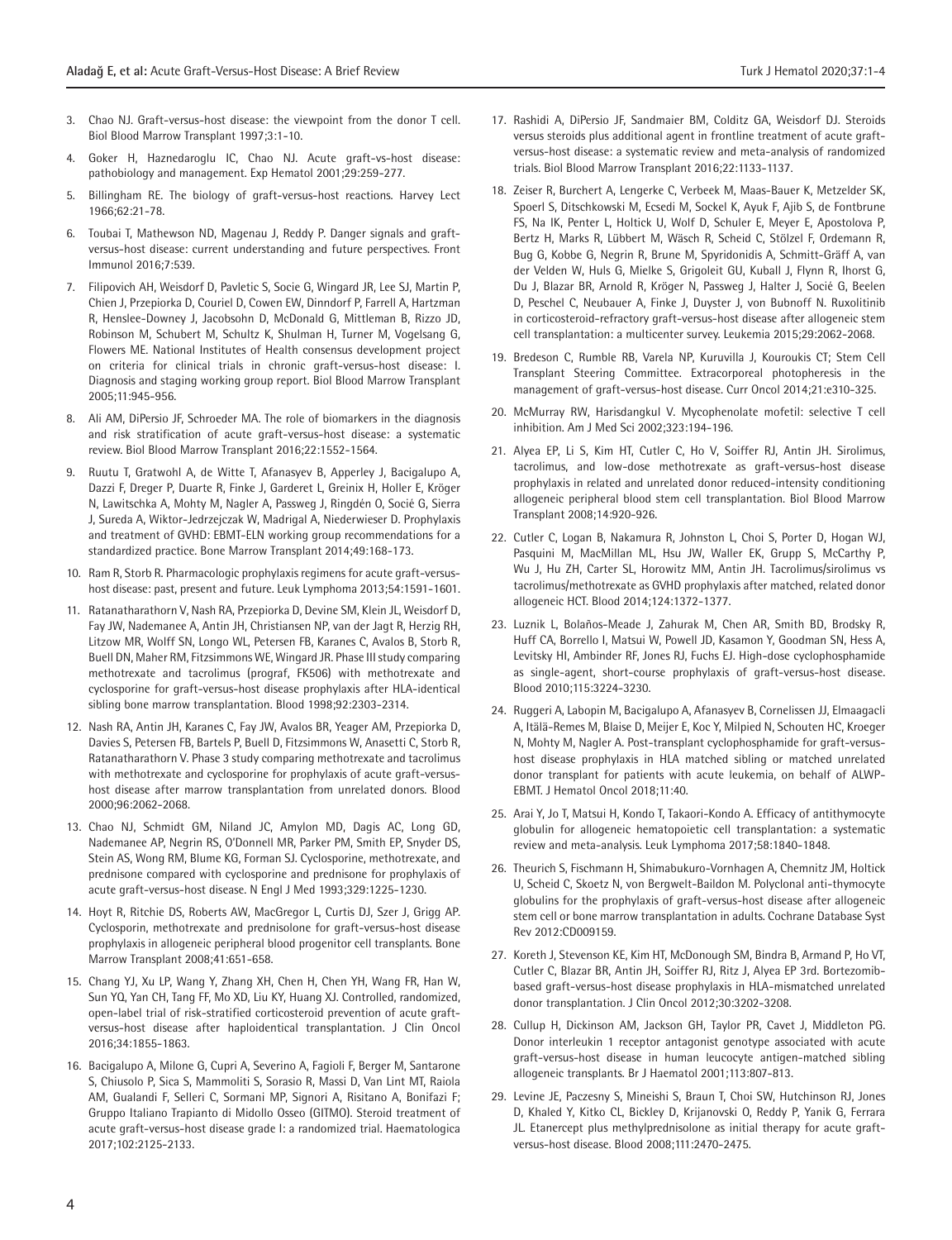3. Chao NJ. Graft-versus-host disease: the viewpoint from the donor T cell. Biol Blood Marrow Transplant 1997;3:1-10.

4. Goker H, Haznedaroglu IC, Chao NJ. Acute graft-vs-host disease: pathobiology and management. Exp Hematol 2001;29:259-277.

5. Billingham RE. The biology of graft-versus-host reactions. Harvey Lect 1966;62:21-78.

6. Toubai T, Mathewson ND, Magenau J, Reddy P. Danger signals and graft-versus-host disease: current understanding and future perspectives. Front Immunol 2016;7:539.

7. Filipovich AH, Weisdorf D, Pavletic S, Socie G, Wingard JR, Lee SJ, Martin P, Chien J, Przepiorka D, Couriel D, Cowen EW, Dinndorf P, Farrell A, Hartzman R, Henslee-Downey J, Jacobsohn D, McDonald G, Mittleman B, Rizzo JD, Robinson M, Schubert M, Schultz K, Shulman H, Turner M, Vogelsang G, Flowers ME. National Institutes of Health consensus development project on criteria for clinical trials in chronic graft-versus-host disease: I. Diagnosis and staging working group report. Biol Blood Marrow Transplant 2005;11:945-956.

8. Ali AM, DiPersio JF, Schroeder MA. The role of biomarkers in the diagnosis and risk stratification of acute graft-versus-host disease: a systematic review. Biol Blood Marrow Transplant 2016;22:1552-1564.

9. Ruutu T, Gratwohl A, de Witte T, Afanasyev B, Apperley J, Bacigalupo A, Dazzi F, Dreger P, Duarte R, Finke J, Garderet L, Greinix H, Holler E, Kröger N, Lawitschka A, Mohty M, Nagler A, Passweg J, Ringdén O, Socié G, Sierra J, Sureda A, Wiktor-Jedrzejczak W, Madrigal A, Niederwieser D. Prophylaxis and treatment of GVHD: EBMT-ELN working group recommendations for a standardized practice. Bone Marrow Transplant 2014;49:168-173.

10. Ram R, Storb R. Pharmacologic prophylaxis regimens for acute graft-versus-host disease: past, present and future. Leuk Lymphoma 2013;54:1591-1601.

11. Ratanatharathorn V, Nash RA, Przepiorka D, Devine SM, Klein JL, Weisdorf D, Fay JW, Nademanee A, Antin JH, Christiansen NP, van der Jagt R, Herzig RH, Litzow MR, Wolff SN, Longo WL, Petersen FB, Karanes C, Avalos B, Storb R, Buell DN, Maher RM, Fitzsimmons WE, Wingard JR. Phase III study comparing methotrexate and tacrolimus (prograf, FK506) with methotrexate and cyclosporine for graft-versus-host disease prophylaxis after HLA-identical sibling bone marrow transplantation. Blood 1998;92:2303-2314.

12. Nash RA, Antin JH, Karanes C, Fay JW, Avalos BR, Yeager AM, Przepiorka D, Davies S, Petersen FB, Bartels P, Buell D, Fitzsimmons W, Anasetti C, Storb R, Ratanatharathorn V. Phase 3 study comparing methotrexate and tacrolimus with methotrexate and cyclosporine for prophylaxis of acute graft-versus-host disease after marrow transplantation from unrelated donors. Blood 2000;96:2062-2068.

13. Chao NJ, Schmidt GM, Niland JC, Amylon MD, Dagis AC, Long GD, Nademanee AP, Negrin RS, O'Donnell MR, Parker PM, Smith EP, Snyder DS, Stein AS, Wong RM, Blume KG, Forman SJ. Cyclosporine, methotrexate, and prednisone compared with cyclosporine and prednisone for prophylaxis of acute graft-versus-host disease. N Engl J Med 1993;329:1225-1230.

14. Hoyt R, Ritchie DS, Roberts AW, MacGregor L, Curtis DJ, Szer J, Grigg AP. Cyclosporin, methotrexate and prednisolone for graft-versus-host disease prophylaxis in allogeneic peripheral blood progenitor cell transplants. Bone Marrow Transplant 2008;41:651-658.

15. Chang YJ, Xu LP, Wang Y, Zhang XH, Chen H, Chen YH, Wang FR, Han W, Sun YQ, Yan CH, Tang FF, Mo XD, Liu KY, Huang XJ. Controlled, randomized, open-label trial of risk-stratified corticosteroid prevention of acute graft-versus-host disease after haploidentical transplantation. J Clin Oncol 2016;34:1855-1863.

16. Bacigalupo A, Milone G, Cupri A, Severino A, Fagioli F, Berger M, Santarone S, Chiusolo P, Sica S, Mammoliti S, Sorasio R, Massi D, Van Lint MT, Raiola AM, Gualandi F, Selleri C, Sormani MP, Signori A, Risitano A, Bonifazi F; Gruppo Italiano Trapianto di Midollo Osseo (GITMO). Steroid treatment of acute graft-versus-host disease grade I: a randomized trial. Haematologica 2017;102:2125-2133.

17. Rashidi A, DiPersio JF, Sandmaier BM, Colditz GA, Weisdorf DJ. Steroids versus steroids plus additional agent in frontline treatment of acute graft-versus-host disease: a systematic review and meta-analysis of randomized trials. Biol Blood Marrow Transplant 2016;22:1133-1137.

18. Zeiser R, Burchert A, Lengerke C, Verbeek M, Maas-Bauer K, Metzelder SK, Spoerl S, Ditschkowski M, Ecsedi M, Sockel K, Ayuk F, Ajib S, de Fontbrune FS, Na IK, Penter L, Holtick U, Wolf D, Schuler E, Meyer E, Apostolova P, Bertz H, Marks R, Lübbert M, Wäsch R, Scheid C, Stölzel F, Ordemann R, Bug G, Kobbe G, Negrin R, Brune M, Spyridonidis A, Schmitt-Gräff A, van der Velden W, Huls G, Mielke S, Grigoleit GU, Kuball J, Flynn R, Ihorst G, Du J, Blazar BR, Arnold R, Kröger N, Passweg J, Halter J, Socié G, Beelen D, Peschel C, Neubauer A, Finke J, Duyster J, von Bubnoff N. Ruxolitinib in corticosteroid-refractory graft-versus-host disease after allogeneic stem cell transplantation: a multicenter survey. Leukemia 2015;29:2062-2068.

19. Bredeson C, Rumble RB, Varela NP, Kuruvilla J, Kouroukis CT; Stem Cell Transplant Steering Committee. Extracorporeal photopheresis in the management of graft-versus-host disease. Curr Oncol 2014;21:e310-325.

20. McMurray RW, Harisdangkul V. Mycophenolate mofetil: selective T cell inhibition. Am J Med Sci 2002;323:194-196.

21. Alyea EP, Li S, Kim HT, Cutler C, Ho V, Soiffer RJ, Antin JH. Sirolimus, tacrolimus, and low-dose methotrexate as graft-versus-host disease prophylaxis in related and unrelated donor reduced-intensity conditioning allogeneic peripheral blood stem cell transplantation. Biol Blood Marrow Transplant 2008;14:920-926.

22. Cutler C, Logan B, Nakamura R, Johnston L, Choi S, Porter D, Hogan WJ, Pasquini M, MacMillan ML, Hsu JW, Waller EK, Grupp S, McCarthy P, Wu J, Hu ZH, Carter SL, Horowitz MM, Antin JH. Tacrolimus/sirolimus vs tacrolimus/methotrexate as GVHD prophylaxis after matched, related donor allogeneic HCT. Blood 2014;124:1372-1377.

23. Luznik L, Bolaños-Meade J, Zahurak M, Chen AR, Smith BD, Brodsky R, Huff CA, Borrello I, Matsui W, Powell JD, Kasamon Y, Goodman SN, Hess A, Levitsky HI, Ambinder RF, Jones RJ, Fuchs EJ. High-dose cyclophosphamide as single-agent, short-course prophylaxis of graft-versus-host disease. Blood 2010;115:3224-3230.

24. Ruggeri A, Labopin M, Bacigalupo A, Afanasyev B, Cornelissen JJ, Elmaagacli A, Itälä-Remes M, Blaise D, Meijer E, Koc Y, Milpied N, Schouten HC, Kroeger N, Mohty M, Nagler A. Post-transplant cyclophosphamide for graft-versus-host disease prophylaxis in HLA matched sibling or matched unrelated donor transplant for patients with acute leukemia, on behalf of ALWP-EBMT. J Hematol Oncol 2018;11:40.

25. Arai Y, Jo T, Matsui H, Kondo T, Takaori-Kondo A. Efficacy of antithymocyte globulin for allogeneic hematopoietic cell transplantation: a systematic review and meta-analysis. Leuk Lymphoma 2017;58:1840-1848.

26. Theurich S, Fischmann H, Shimabukuro-Vornhagen A, Chemnitz JM, Holtick U, Scheid C, Skoetz N, von Bergwelt-Baildon M. Polyclonal anti-thymocyte globulins for the prophylaxis of graft-versus-host disease after allogeneic stem cell or bone marrow transplantation in adults. Cochrane Database Syst Rev 2012:CD009159.

27. Koreth J, Stevenson KE, Kim HT, McDonough SM, Bindra B, Armand P, Ho VT, Cutler C, Blazar BR, Antin JH, Soiffer RJ, Ritz J, Alyea EP 3rd. Bortezomib-based graft-versus-host disease prophylaxis in HLA-mismatched unrelated donor transplantation. J Clin Oncol 2012;30:3202-3208.

28. Cullup H, Dickinson AM, Jackson GH, Taylor PR, Cavet J, Middleton PG. Donor interleukin 1 receptor antagonist genotype associated with acute graft-versus-host disease in human leucocyte antigen-matched sibling allogeneic transplants. Br J Haematol 2001;113:807-813.

29. Levine JE, Paczesny S, Mineishi S, Braun T, Choi SW, Hutchinson RJ, Jones D, Khaled Y, Kitko CL, Bickley D, Krijanovski O, Reddy P, Yanik G, Ferrara JL. Etanercept plus methylprednisolone as initial therapy for acute graft-versus-host disease. Blood 2008;111:2470-2475.